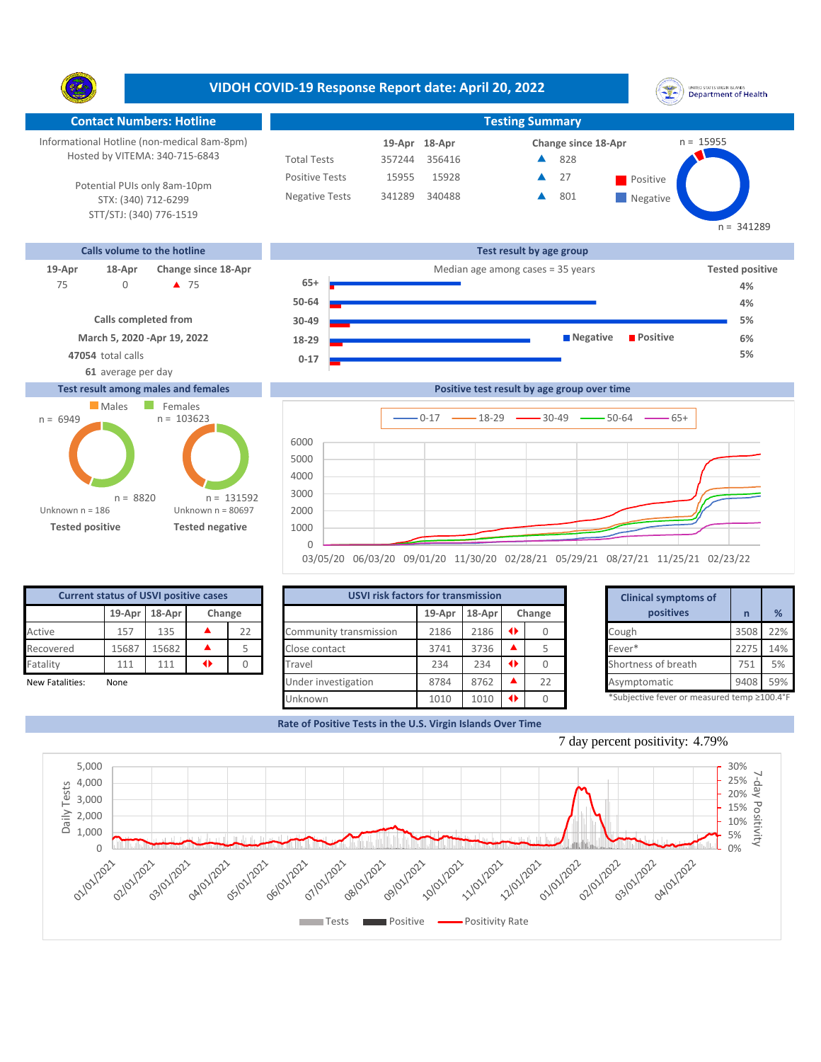# VIDOH COVID-19 Response Report date: April 20, 2022

## Contact Numbers: Hotline

Informational Hotline (non-medical 8am-8pm)
Hosted by VITEMA: 340-715-6843

Potential PUIs only 8am-10pm
STX: (340) 712-6299
STT/STJ: (340) 776-1519

## Testing Summary

| | 19-Apr | 18-Apr | Change since 18-Apr |
|---|---|---|---|
| Total Tests | 357244 | 356416 | ▲ 828 |
| Positive Tests | 15955 | 15928 | ▲ 27 |
| Negative Tests | 341289 | 340488 | ▲ 801 |

Positive n = 15955
Negative n = 341289

## Calls volume to the hotline

| 19-Apr | 18-Apr | Change since 18-Apr |
|---|---|---|
| 75 | 0 | ▲ 75 |

**Calls completed from**
**March 5, 2020 -Apr 19, 2022**
**47054** total calls
**61** average per day

## Test result by age group

Median age among cases = 35 years

| Age group | Tested positive |
|---|---|
| 65+ | 4% |
| 50-64 | 4% |
| 30-49 | 5% |
| 18-29 | 6% |
| 0-17 | 5% |

## Test result among males and females

| | Males | Females |
|---|---|---|
| Tested positive | n = 6949 | n = 8820 |
| Tested negative | n = 103623 | n = 131592 |

Tested positive: Unknown n = 186
Tested negative: Unknown n = 80697

## Positive test result by age group over time

Legend: 0-17, 18-29, 30-49, 50-64, 65+

## Current status of USVI positive cases

| | 19-Apr | 18-Apr | Change | |
|---|---|---|---|---|
| Active | 157 | 135 | ▲ | 22 |
| Recovered | 15687 | 15682 | ▲ | 5 |
| Fatality | 111 | 111 | ◆ | 0 |

New Fatalities: None

## USVI risk factors for transmission

| | 19-Apr | 18-Apr | Change | |
|---|---|---|---|---|
| Community transmission | 2186 | 2186 | ◆ | 0 |
| Close contact | 3741 | 3736 | ▲ | 5 |
| Travel | 234 | 234 | ◆ | 0 |
| Under investigation | 8784 | 8762 | ▲ | 22 |
| Unknown | 1010 | 1010 | ◆ | 0 |

## Clinical symptoms of positives

| Clinical symptoms of positives | n | % |
|---|---|---|
| Cough | 3508 | 22% |
| Fever* | 2275 | 14% |
| Shortness of breath | 751 | 5% |
| Asymptomatic | 9408 | 59% |

*Subjective fever or measured temp ≥100.4°F

## Rate of Positive Tests in the U.S. Virgin Islands Over Time

7 day percent positivity: 4.79%

Legend: Tests, Positive, Positivity Rate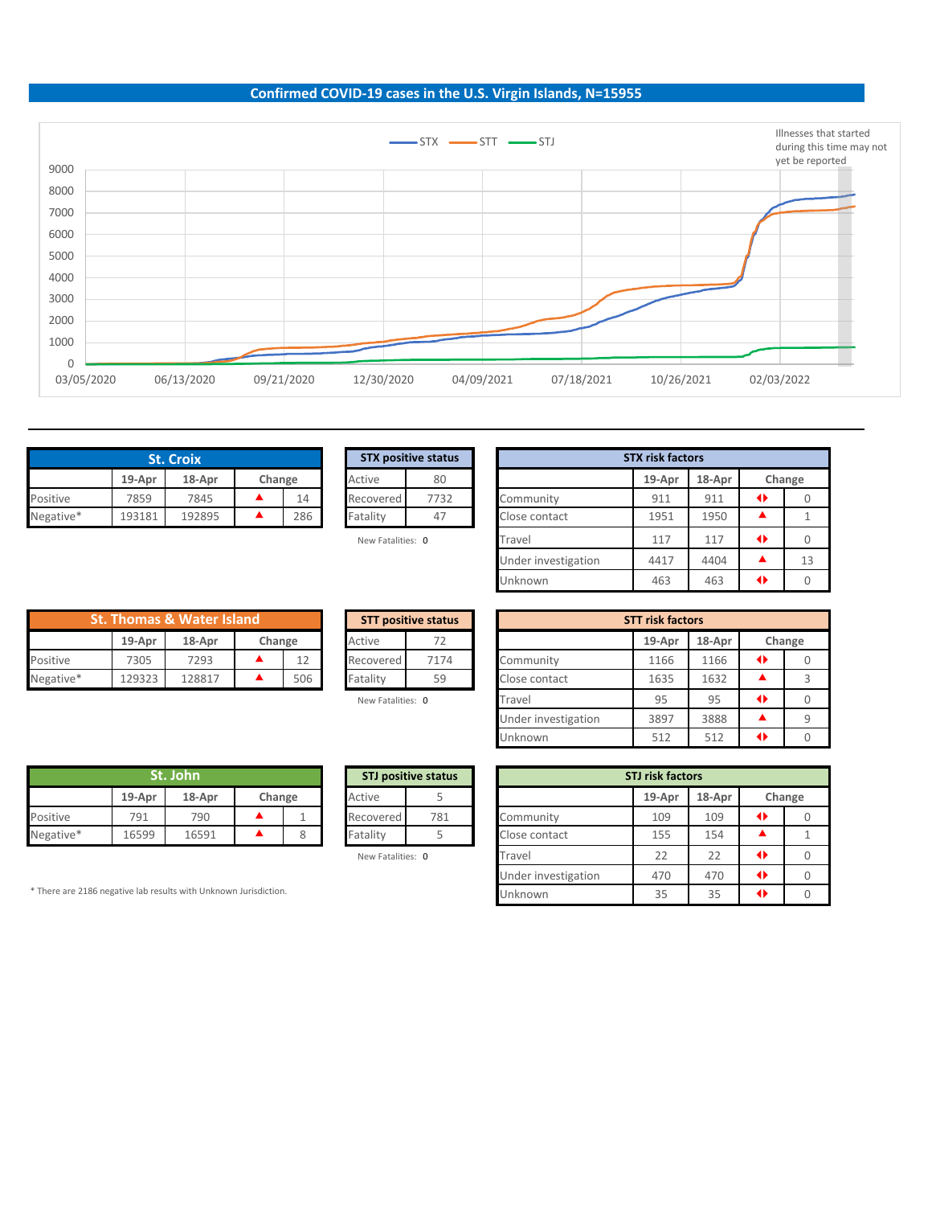## Confirmed COVID-19 cases in the U.S. Virgin Islands, N=15955

STX STT STJ

Illnesses that started during this time may not yet be reported

9000
8000
7000
6000
5000
4000
3000
2000
1000
0

03/05/2020 06/13/2020 09/21/2020 12/30/2020 04/09/2021 07/18/2021 10/26/2021 02/03/2022

| St. Croix | 19-Apr | 18-Apr | Change | |
|---|---|---|---|---|
| Positive | 7859 | 7845 | ▲ | 14 |
| Negative* | 193181 | 192895 | ▲ | 286 |

| STX positive status | |
|---|---|
| Active | 80 |
| Recovered | 7732 |
| Fatality | 47 |

New Fatalities: 0

| STX risk factors | 19-Apr | 18-Apr | Change | |
|---|---|---|---|---|
| Community | 911 | 911 | ◄► | 0 |
| Close contact | 1951 | 1950 | ▲ | 1 |
| Travel | 117 | 117 | ◄► | 0 |
| Under investigation | 4417 | 4404 | ▲ | 13 |
| Unknown | 463 | 463 | ◄► | 0 |

| St. Thomas & Water Island | 19-Apr | 18-Apr | Change | |
|---|---|---|---|---|
| Positive | 7305 | 7293 | ▲ | 12 |
| Negative* | 129323 | 128817 | ▲ | 506 |

| STT positive status | |
|---|---|
| Active | 72 |
| Recovered | 7174 |
| Fatality | 59 |

New Fatalities: 0

| STT risk factors | 19-Apr | 18-Apr | Change | |
|---|---|---|---|---|
| Community | 1166 | 1166 | ◄► | 0 |
| Close contact | 1635 | 1632 | ▲ | 3 |
| Travel | 95 | 95 | ◄► | 0 |
| Under investigation | 3897 | 3888 | ▲ | 9 |
| Unknown | 512 | 512 | ◄► | 0 |

| St. John | 19-Apr | 18-Apr | Change | |
|---|---|---|---|---|
| Positive | 791 | 790 | ▲ | 1 |
| Negative* | 16599 | 16591 | ▲ | 8 |

| STJ positive status | |
|---|---|
| Active | 5 |
| Recovered | 781 |
| Fatality | 5 |

New Fatalities: 0

| STJ risk factors | 19-Apr | 18-Apr | Change | |
|---|---|---|---|---|
| Community | 109 | 109 | ◄► | 0 |
| Close contact | 155 | 154 | ▲ | 1 |
| Travel | 22 | 22 | ◄► | 0 |
| Under investigation | 470 | 470 | ◄► | 0 |
| Unknown | 35 | 35 | ◄► | 0 |

* There are 2186 negative lab results with Unknown Jurisdiction.